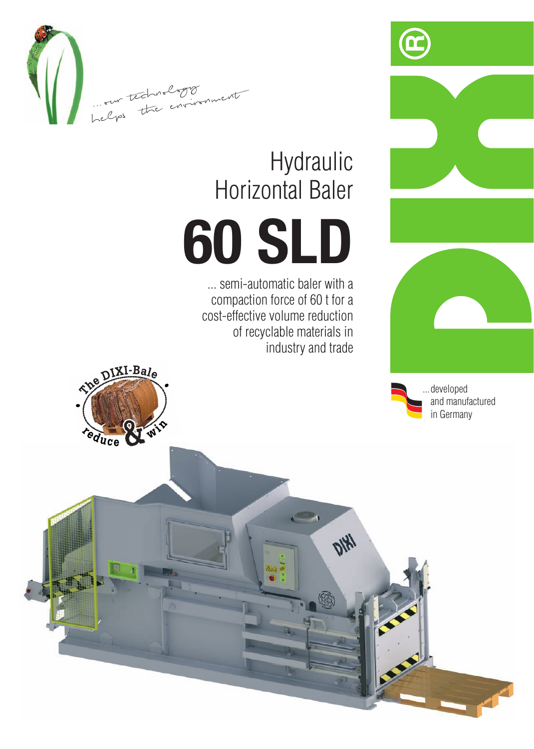...our technology helps the environment

# Hydraulic Horizontal Baler

# 60 SLD

... semi-automatic baler with a compaction force of 60 t for a cost-effective volume reduction of recyclable materials in industry and trade

The DIXI-Bale

reduce & win

DIXI®

...developed and manufactured in Germany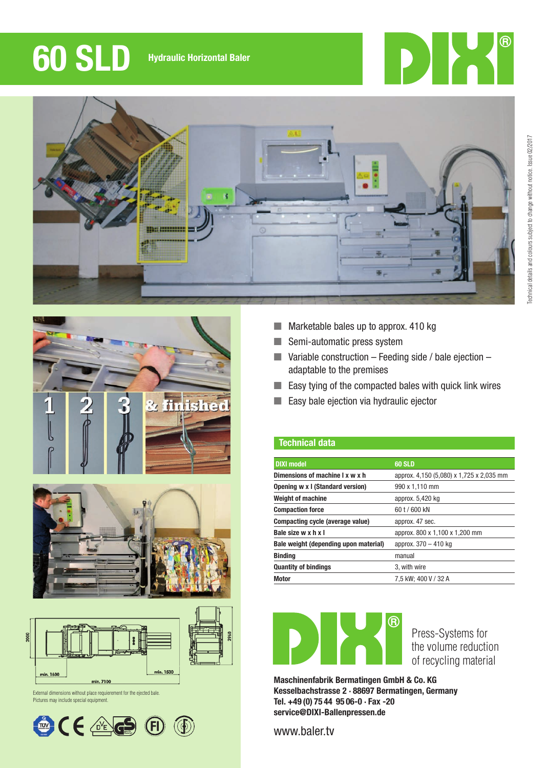# 60 SLD

**Hydraulic Horizontal Baler**

Technical details and colours subject to change without notice. Issue 02/2017

- Marketable bales up to approx. 410 kg
- Semi-automatic press system
- Variable construction – Feeding side / bale ejection – adaptable to the premises
- Easy tying of the compacted bales with quick link wires
- Easy bale ejection via hydraulic ejector

1 2 3 & finished

## Technical data

| DIXI model | 60 SLD |
|---|---|
| Dimensions of machine l x w x h | approx. 4,150 (5,080) x 1,725 x 2,035 mm |
| Opening w x l (Standard version) | 990 x 1,110 mm |
| Weight of machine | approx. 5,420 kg |
| Compaction force | 60 t / 600 kN |
| Compacting cycle (average value) | approx. 47 sec. |
| Bale size w x h x l | approx. 800 x 1,100 x 1,200 mm |
| Bale weight (depending upon material) | approx. 370 – 410 kg |
| Binding | manual |
| Quantity of bindings | 3, with wire |
| Motor | 7,5 kW; 400 V / 32 A |

2000

min. 1600

min. 1500

min. 7100

2910

External dimensions without place requierement for the ejected bale.
Pictures may include special equipment.

Press-Systems for the volume reduction of recycling material

**Maschinenfabrik Bermatingen GmbH & Co. KG**
**Kesselbachstrasse 2 · 88697 Bermatingen, Germany**
**Tel. +49 (0) 75 44 95 06-0 · Fax -20**
**service@DIXI-Ballenpressen.de**

www.baler.tv